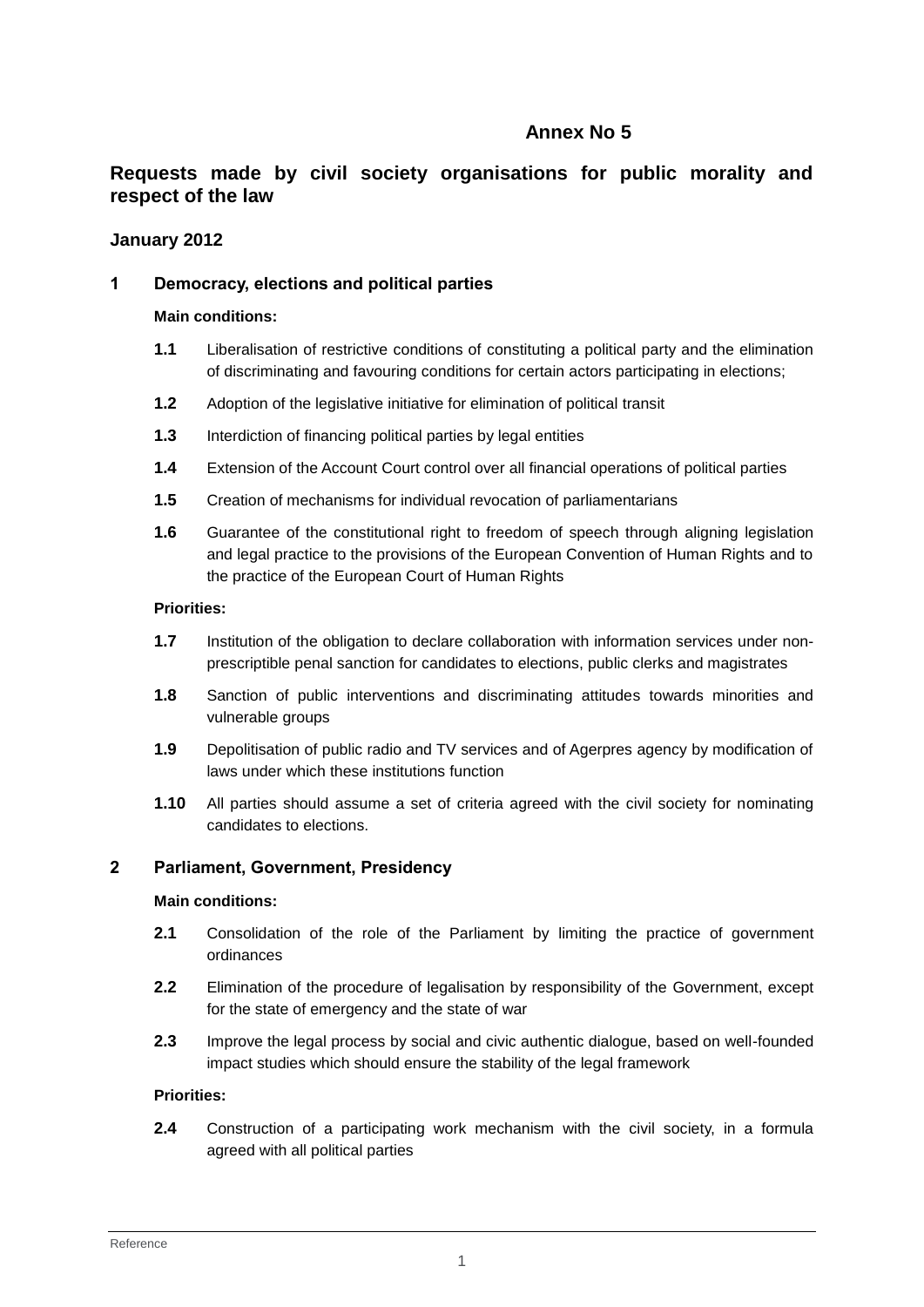**Annex No 5**

# Requests made by civil society organisations for public morality and respect of the law

**January 2012**

## 1 Democracy, elections and political parties

**Main conditions:**

**1.1** Liberalisation of restrictive conditions of constituting a political party and the elimination of discriminating and favouring conditions for certain actors participating in elections;

**1.2** Adoption of the legislative initiative for elimination of political transit

**1.3** Interdiction of financing political parties by legal entities

**1.4** Extension of the Account Court control over all financial operations of political parties

**1.5** Creation of mechanisms for individual revocation of parliamentarians

**1.6** Guarantee of the constitutional right to freedom of speech through aligning legislation and legal practice to the provisions of the European Convention of Human Rights and to the practice of the European Court of Human Rights

**Priorities:**

**1.7** Institution of the obligation to declare collaboration with information services under non-prescriptible penal sanction for candidates to elections, public clerks and magistrates

**1.8** Sanction of public interventions and discriminating attitudes towards minorities and vulnerable groups

**1.9** Depolitisation of public radio and TV services and of Agerpres agency by modification of laws under which these institutions function

**1.10** All parties should assume a set of criteria agreed with the civil society for nominating candidates to elections.

## 2 Parliament, Government, Presidency

**Main conditions:**

**2.1** Consolidation of the role of the Parliament by limiting the practice of government ordinances

**2.2** Elimination of the procedure of legalisation by responsibility of the Government, except for the state of emergency and the state of war

**2.3** Improve the legal process by social and civic authentic dialogue, based on well-founded impact studies which should ensure the stability of the legal framework

**Priorities:**

**2.4** Construction of a participating work mechanism with the civil society, in a formula agreed with all political parties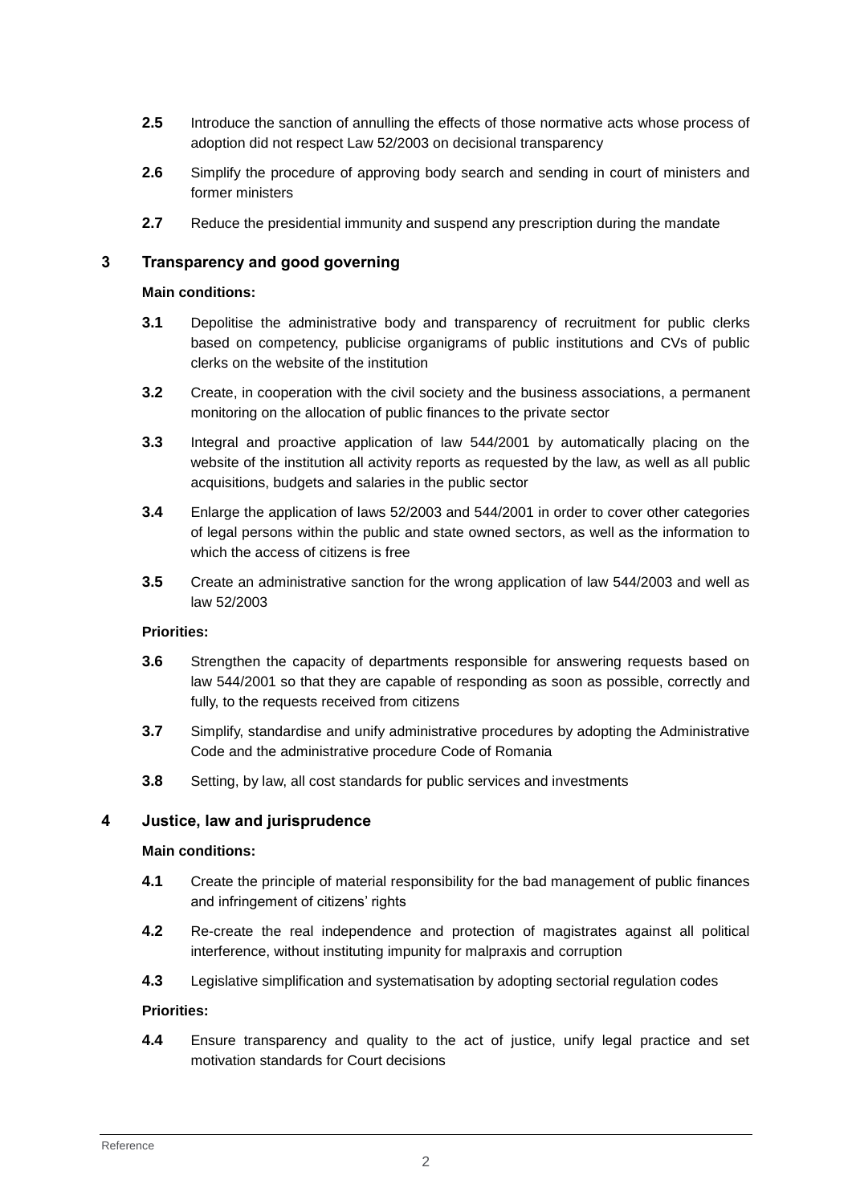**2.5** Introduce the sanction of annulling the effects of those normative acts whose process of adoption did not respect Law 52/2003 on decisional transparency

**2.6** Simplify the procedure of approving body search and sending in court of ministers and former ministers

**2.7** Reduce the presidential immunity and suspend any prescription during the mandate

## 3 Transparency and good governing

**Main conditions:**

**3.1** Depolitise the administrative body and transparency of recruitment for public clerks based on competency, publicise organigrams of public institutions and CVs of public clerks on the website of the institution

**3.2** Create, in cooperation with the civil society and the business associations, a permanent monitoring on the allocation of public finances to the private sector

**3.3** Integral and proactive application of law 544/2001 by automatically placing on the website of the institution all activity reports as requested by the law, as well as all public acquisitions, budgets and salaries in the public sector

**3.4** Enlarge the application of laws 52/2003 and 544/2001 in order to cover other categories of legal persons within the public and state owned sectors, as well as the information to which the access of citizens is free

**3.5** Create an administrative sanction for the wrong application of law 544/2003 and well as law 52/2003

**Priorities:**

**3.6** Strengthen the capacity of departments responsible for answering requests based on law 544/2001 so that they are capable of responding as soon as possible, correctly and fully, to the requests received from citizens

**3.7** Simplify, standardise and unify administrative procedures by adopting the Administrative Code and the administrative procedure Code of Romania

**3.8** Setting, by law, all cost standards for public services and investments

## 4 Justice, law and jurisprudence

**Main conditions:**

**4.1** Create the principle of material responsibility for the bad management of public finances and infringement of citizens' rights

**4.2** Re-create the real independence and protection of magistrates against all political interference, without instituting impunity for malpraxis and corruption

**4.3** Legislative simplification and systematisation by adopting sectorial regulation codes

**Priorities:**

**4.4** Ensure transparency and quality to the act of justice, unify legal practice and set motivation standards for Court decisions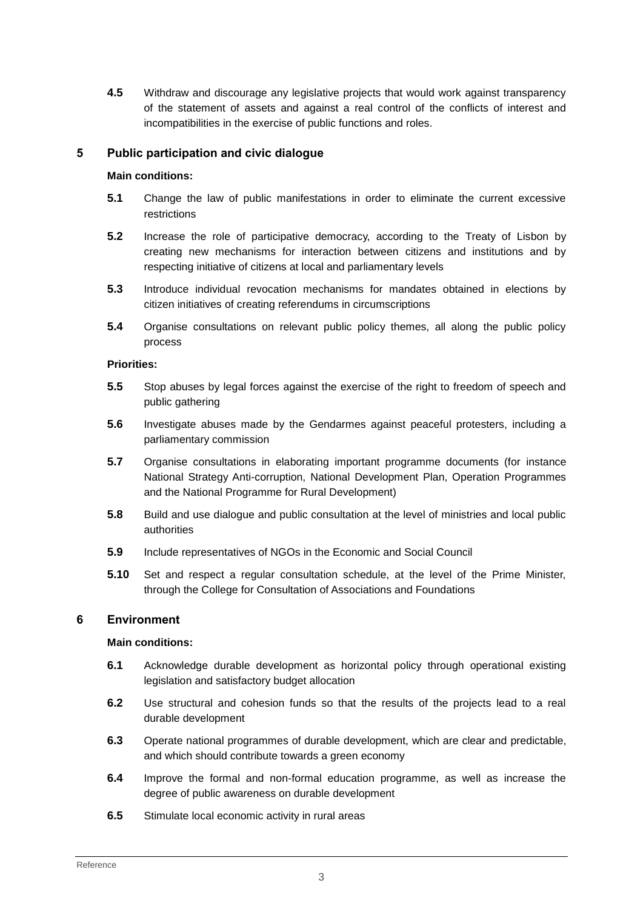**4.5** Withdraw and discourage any legislative projects that would work against transparency of the statement of assets and against a real control of the conflicts of interest and incompatibilities in the exercise of public functions and roles.

## 5 Public participation and civic dialogue

**Main conditions:**

**5.1** Change the law of public manifestations in order to eliminate the current excessive restrictions

**5.2** Increase the role of participative democracy, according to the Treaty of Lisbon by creating new mechanisms for interaction between citizens and institutions and by respecting initiative of citizens at local and parliamentary levels

**5.3** Introduce individual revocation mechanisms for mandates obtained in elections by citizen initiatives of creating referendums in circumscriptions

**5.4** Organise consultations on relevant public policy themes, all along the public policy process

**Priorities:**

**5.5** Stop abuses by legal forces against the exercise of the right to freedom of speech and public gathering

**5.6** Investigate abuses made by the Gendarmes against peaceful protesters, including a parliamentary commission

**5.7** Organise consultations in elaborating important programme documents (for instance National Strategy Anti-corruption, National Development Plan, Operation Programmes and the National Programme for Rural Development)

**5.8** Build and use dialogue and public consultation at the level of ministries and local public authorities

**5.9** Include representatives of NGOs in the Economic and Social Council

**5.10** Set and respect a regular consultation schedule, at the level of the Prime Minister, through the College for Consultation of Associations and Foundations

## 6 Environment

**Main conditions:**

**6.1** Acknowledge durable development as horizontal policy through operational existing legislation and satisfactory budget allocation

**6.2** Use structural and cohesion funds so that the results of the projects lead to a real durable development

**6.3** Operate national programmes of durable development, which are clear and predictable, and which should contribute towards a green economy

**6.4** Improve the formal and non-formal education programme, as well as increase the degree of public awareness on durable development

**6.5** Stimulate local economic activity in rural areas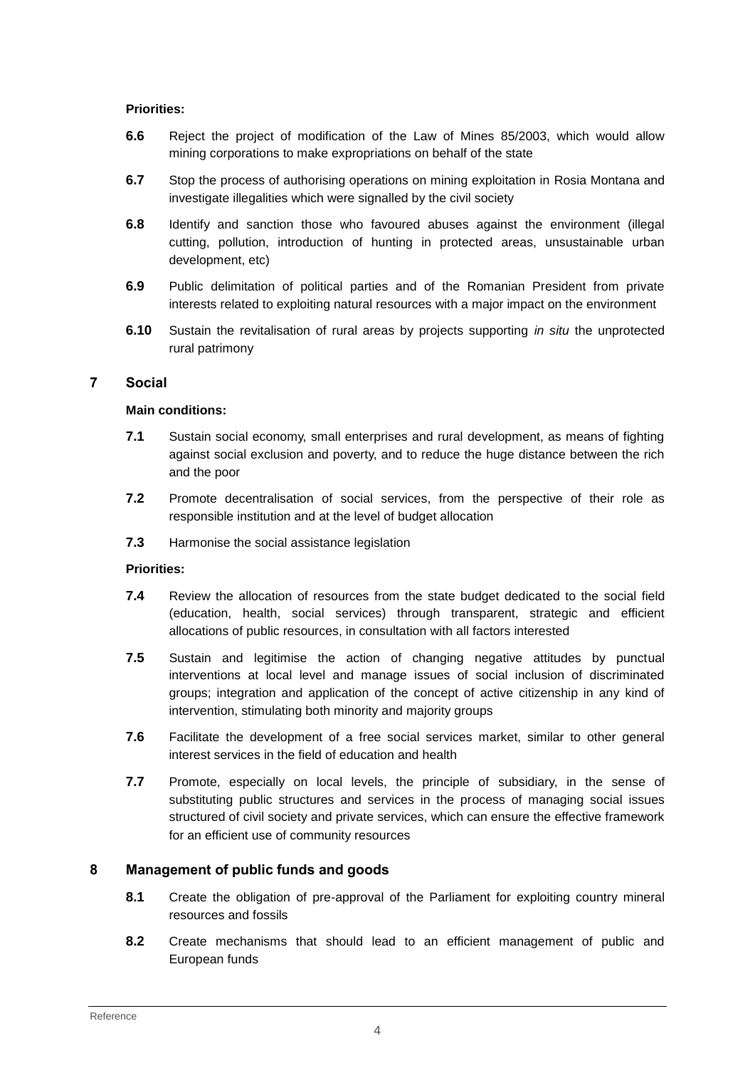**Priorities:**

**6.6** Reject the project of modification of the Law of Mines 85/2003, which would allow mining corporations to make expropriations on behalf of the state

**6.7** Stop the process of authorising operations on mining exploitation in Rosia Montana and investigate illegalities which were signalled by the civil society

**6.8** Identify and sanction those who favoured abuses against the environment (illegal cutting, pollution, introduction of hunting in protected areas, unsustainable urban development, etc)

**6.9** Public delimitation of political parties and of the Romanian President from private interests related to exploiting natural resources with a major impact on the environment

**6.10** Sustain the revitalisation of rural areas by projects supporting *in situ* the unprotected rural patrimony

## 7 Social

**Main conditions:**

**7.1** Sustain social economy, small enterprises and rural development, as means of fighting against social exclusion and poverty, and to reduce the huge distance between the rich and the poor

**7.2** Promote decentralisation of social services, from the perspective of their role as responsible institution and at the level of budget allocation

**7.3** Harmonise the social assistance legislation

**Priorities:**

**7.4** Review the allocation of resources from the state budget dedicated to the social field (education, health, social services) through transparent, strategic and efficient allocations of public resources, in consultation with all factors interested

**7.5** Sustain and legitimise the action of changing negative attitudes by punctual interventions at local level and manage issues of social inclusion of discriminated groups; integration and application of the concept of active citizenship in any kind of intervention, stimulating both minority and majority groups

**7.6** Facilitate the development of a free social services market, similar to other general interest services in the field of education and health

**7.7** Promote, especially on local levels, the principle of subsidiary, in the sense of substituting public structures and services in the process of managing social issues structured of civil society and private services, which can ensure the effective framework for an efficient use of community resources

## 8 Management of public funds and goods

**8.1** Create the obligation of pre-approval of the Parliament for exploiting country mineral resources and fossils

**8.2** Create mechanisms that should lead to an efficient management of public and European funds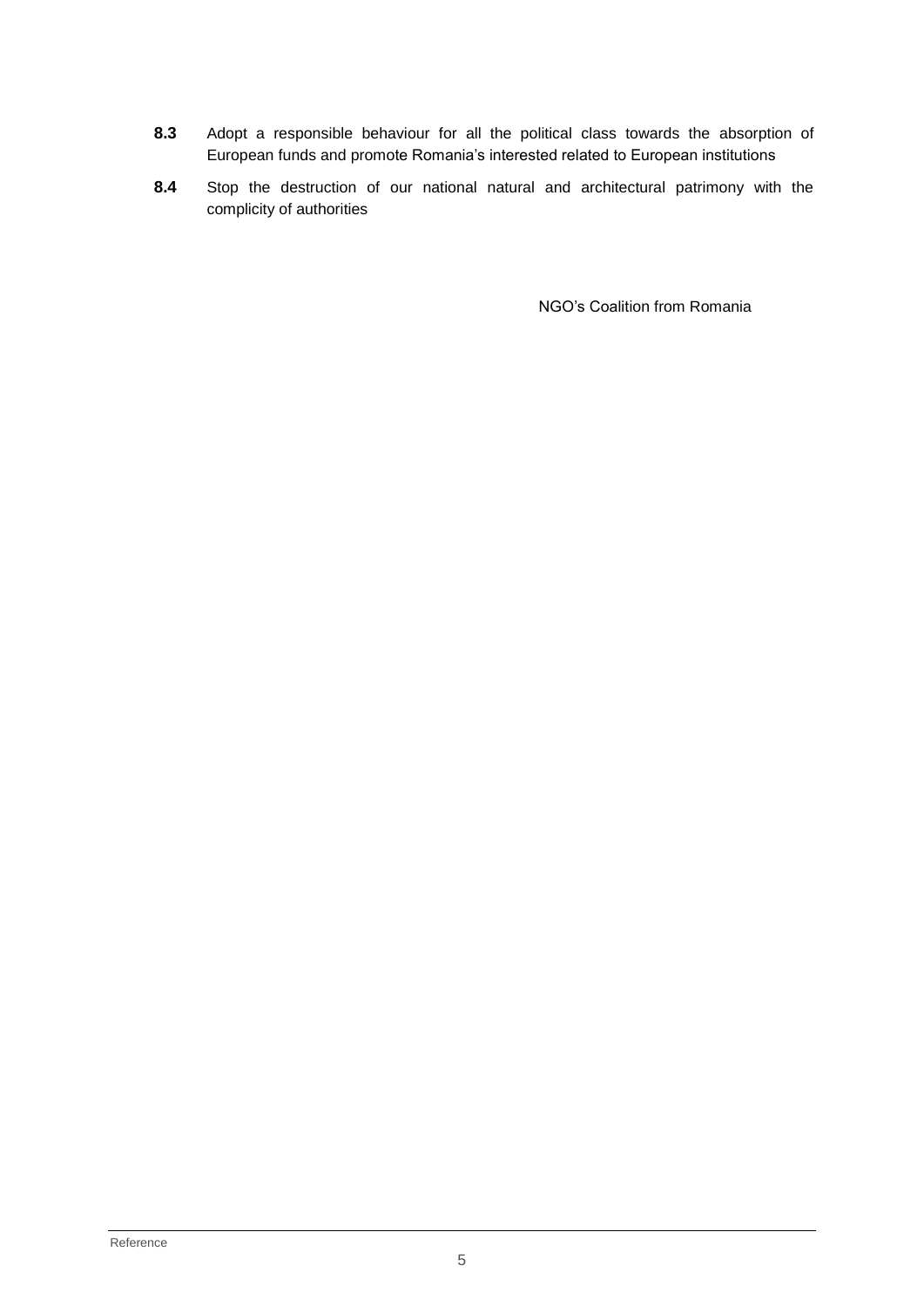**8.3** Adopt a responsible behaviour for all the political class towards the absorption of European funds and promote Romania's interested related to European institutions

**8.4** Stop the destruction of our national natural and architectural patrimony with the complicity of authorities

NGO's Coalition from Romania